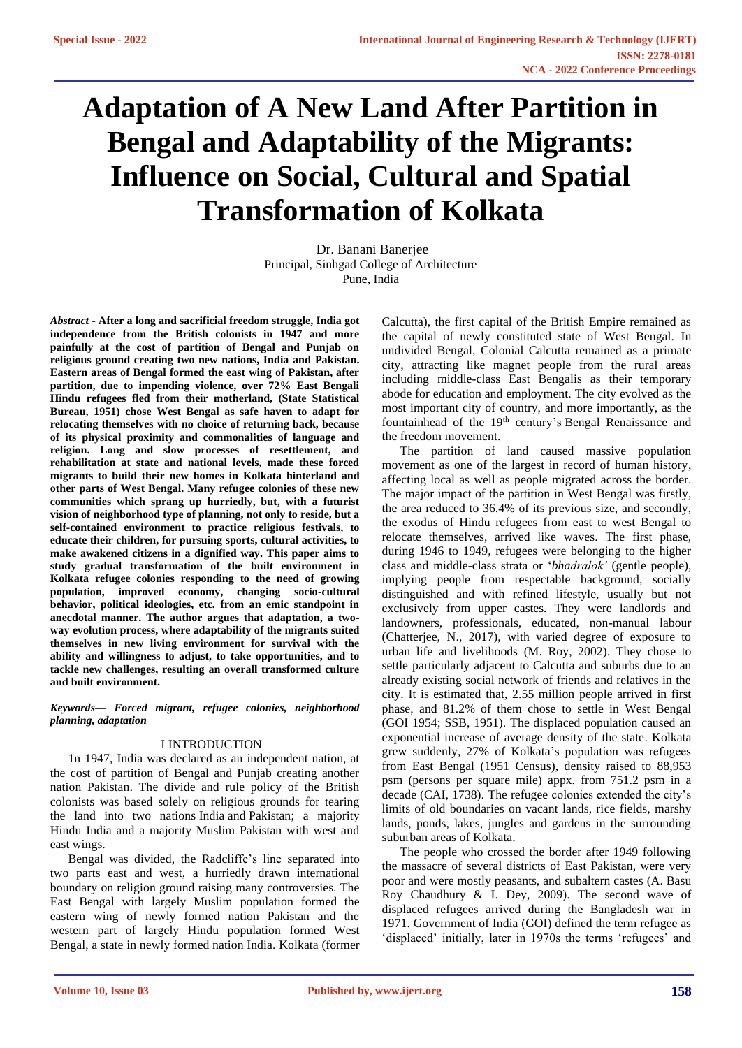# Adaptation of A New Land After Partition in Bengal and Adaptability of the Migrants: Influence on Social, Cultural and Spatial Transformation of Kolkata

Dr. Banani Banerjee
Principal, Sinhgad College of Architecture
Pune, India

***Abstract* - After a long and sacrificial freedom struggle, India got independence from the British colonists in 1947 and more painfully at the cost of partition of Bengal and Punjab on religious ground creating two new nations, India and Pakistan. Eastern areas of Bengal formed the east wing of Pakistan, after partition, due to impending violence, over 72% East Bengali Hindu refugees fled from their motherland, (State Statistical Bureau, 1951) chose West Bengal as safe haven to adapt for relocating themselves with no choice of returning back, because of its physical proximity and commonalities of language and religion. Long and slow processes of resettlement, and rehabilitation at state and national levels, made these forced migrants to build their new homes in Kolkata hinterland and other parts of West Bengal. Many refugee colonies of these new communities which sprang up hurriedly, but, with a futurist vision of neighborhood type of planning, not only to reside, but a self-contained environment to practice religious festivals, to educate their children, for pursuing sports, cultural activities, to make awakened citizens in a dignified way. This paper aims to study gradual transformation of the built environment in Kolkata refugee colonies responding to the need of growing population, improved economy, changing socio-cultural behavior, political ideologies, etc. from an emic standpoint in anecdotal manner. The author argues that adaptation, a two-way evolution process, where adaptability of the migrants suited themselves in new living environment for survival with the ability and willingness to adjust, to take opportunities, and to tackle new challenges, resulting an overall transformed culture and built environment.**

***Keywords— Forced migrant, refugee colonies, neighborhood planning, adaptation***

## I INTRODUCTION

1n 1947, India was declared as an independent nation, at the cost of partition of Bengal and Punjab creating another nation Pakistan. The divide and rule policy of the British colonists was based solely on religious grounds for tearing the land into two nations India and Pakistan; a majority Hindu India and a majority Muslim Pakistan with west and east wings.

Bengal was divided, the Radcliffe's line separated into two parts east and west, a hurriedly drawn international boundary on religion ground raising many controversies. The East Bengal with largely Muslim population formed the eastern wing of newly formed nation Pakistan and the western part of largely Hindu population formed West Bengal, a state in newly formed nation India. Kolkata (former Calcutta), the first capital of the British Empire remained as the capital of newly constituted state of West Bengal. In undivided Bengal, Colonial Calcutta remained as a primate city, attracting like magnet people from the rural areas including middle-class East Bengalis as their temporary abode for education and employment. The city evolved as the most important city of country, and more importantly, as the fountainhead of the 19th century's Bengal Renaissance and the freedom movement.

The partition of land caused massive population movement as one of the largest in record of human history, affecting local as well as people migrated across the border. The major impact of the partition in West Bengal was firstly, the area reduced to 36.4% of its previous size, and secondly, the exodus of Hindu refugees from east to west Bengal to relocate themselves, arrived like waves. The first phase, during 1946 to 1949, refugees were belonging to the higher class and middle-class strata or '*bhadralok'* (gentle people), implying people from respectable background, socially distinguished and with refined lifestyle, usually but not exclusively from upper castes. They were landlords and landowners, professionals, educated, non-manual labour (Chatterjee, N., 2017), with varied degree of exposure to urban life and livelihoods (M. Roy, 2002). They chose to settle particularly adjacent to Calcutta and suburbs due to an already existing social network of friends and relatives in the city. It is estimated that, 2.55 million people arrived in first phase, and 81.2% of them chose to settle in West Bengal (GOI 1954; SSB, 1951). The displaced population caused an exponential increase of average density of the state. Kolkata grew suddenly, 27% of Kolkata's population was refugees from East Bengal (1951 Census), density raised to 88,953 psm (persons per square mile) appx. from 751.2 psm in a decade (CAI, 1738). The refugee colonies extended the city's limits of old boundaries on vacant lands, rice fields, marshy lands, ponds, lakes, jungles and gardens in the surrounding suburban areas of Kolkata.

The people who crossed the border after 1949 following the massacre of several districts of East Pakistan, were very poor and were mostly peasants, and subaltern castes (A. Basu Roy Chaudhury & I. Dey, 2009). The second wave of displaced refugees arrived during the Bangladesh war in 1971. Government of India (GOI) defined the term refugee as 'displaced' initially, later in 1970s the terms 'refugees' and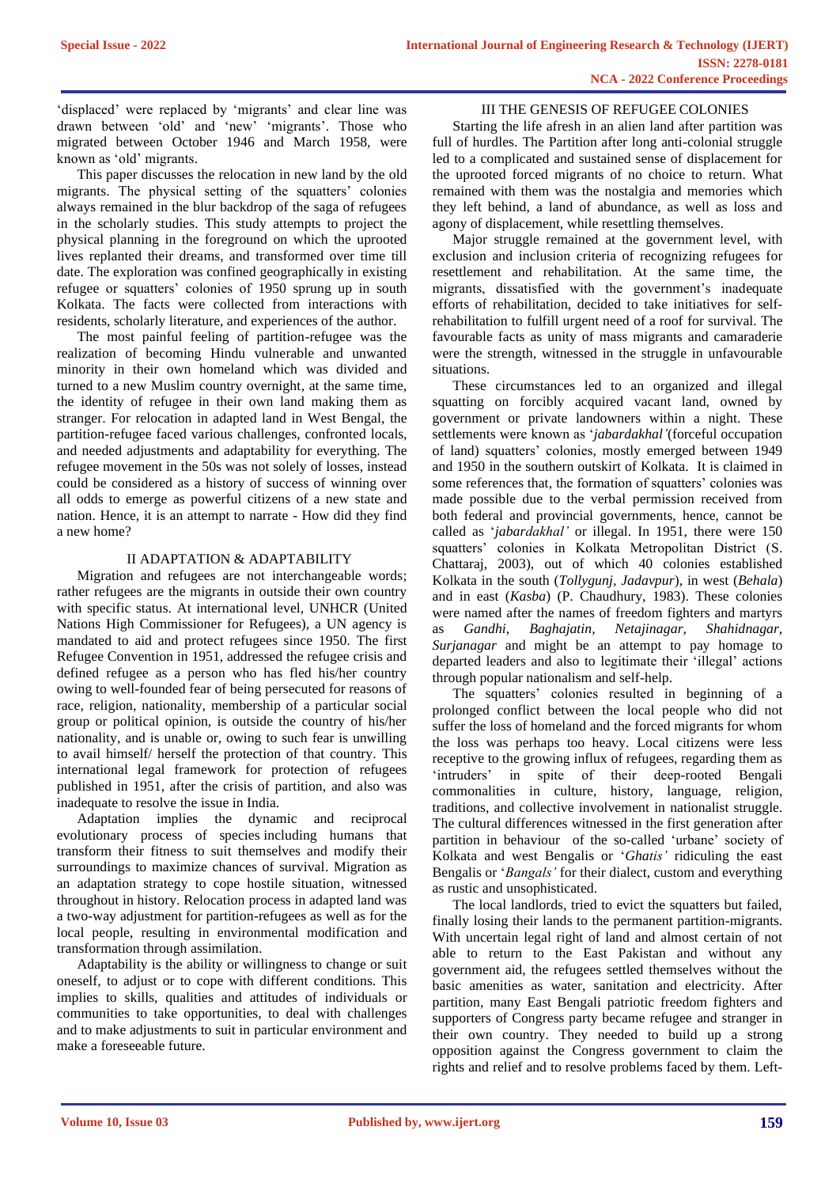'displaced' were replaced by 'migrants' and clear line was drawn between 'old' and 'new' 'migrants'. Those who migrated between October 1946 and March 1958, were known as 'old' migrants.

This paper discusses the relocation in new land by the old migrants. The physical setting of the squatters' colonies always remained in the blur backdrop of the saga of refugees in the scholarly studies. This study attempts to project the physical planning in the foreground on which the uprooted lives replanted their dreams, and transformed over time till date. The exploration was confined geographically in existing refugee or squatters' colonies of 1950 sprung up in south Kolkata. The facts were collected from interactions with residents, scholarly literature, and experiences of the author.

The most painful feeling of partition-refugee was the realization of becoming Hindu vulnerable and unwanted minority in their own homeland which was divided and turned to a new Muslim country overnight, at the same time, the identity of refugee in their own land making them as stranger. For relocation in adapted land in West Bengal, the partition-refugee faced various challenges, confronted locals, and needed adjustments and adaptability for everything. The refugee movement in the 50s was not solely of losses, instead could be considered as a history of success of winning over all odds to emerge as powerful citizens of a new state and nation. Hence, it is an attempt to narrate - How did they find a new home?

## II ADAPTATION & ADAPTABILITY

Migration and refugees are not interchangeable words; rather refugees are the migrants in outside their own country with specific status. At international level, UNHCR (United Nations High Commissioner for Refugees), a UN agency is mandated to aid and protect refugees since 1950. The first Refugee Convention in 1951, addressed the refugee crisis and defined refugee as a person who has fled his/her country owing to well-founded fear of being persecuted for reasons of race, religion, nationality, membership of a particular social group or political opinion, is outside the country of his/her nationality, and is unable or, owing to such fear is unwilling to avail himself/ herself the protection of that country. This international legal framework for protection of refugees published in 1951, after the crisis of partition, and also was inadequate to resolve the issue in India.

Adaptation implies the dynamic and reciprocal evolutionary process of species including humans that transform their fitness to suit themselves and modify their surroundings to maximize chances of survival. Migration as an adaptation strategy to cope hostile situation, witnessed throughout in history. Relocation process in adapted land was a two-way adjustment for partition-refugees as well as for the local people, resulting in environmental modification and transformation through assimilation.

Adaptability is the ability or willingness to change or suit oneself, to adjust or to cope with different conditions. This implies to skills, qualities and attitudes of individuals or communities to take opportunities, to deal with challenges and to make adjustments to suit in particular environment and make a foreseeable future.

## III THE GENESIS OF REFUGEE COLONIES

Starting the life afresh in an alien land after partition was full of hurdles. The Partition after long anti-colonial struggle led to a complicated and sustained sense of displacement for the uprooted forced migrants of no choice to return. What remained with them was the nostalgia and memories which they left behind, a land of abundance, as well as loss and agony of displacement, while resettling themselves.

Major struggle remained at the government level, with exclusion and inclusion criteria of recognizing refugees for resettlement and rehabilitation. At the same time, the migrants, dissatisfied with the government's inadequate efforts of rehabilitation, decided to take initiatives for self-rehabilitation to fulfill urgent need of a roof for survival. The favourable facts as unity of mass migrants and camaraderie were the strength, witnessed in the struggle in unfavourable situations.

These circumstances led to an organized and illegal squatting on forcibly acquired vacant land, owned by government or private landowners within a night. These settlements were known as '*jabardakhal'*(forceful occupation of land) squatters' colonies, mostly emerged between 1949 and 1950 in the southern outskirt of Kolkata. It is claimed in some references that, the formation of squatters' colonies was made possible due to the verbal permission received from both federal and provincial governments, hence, cannot be called as '*jabardakhal'* or illegal. In 1951, there were 150 squatters' colonies in Kolkata Metropolitan District (S. Chattaraj, 2003), out of which 40 colonies established Kolkata in the south (*Tollygunj, Jadavpur*), in west (*Behala*) and in east (*Kasba*) (P. Chaudhury, 1983). These colonies were named after the names of freedom fighters and martyrs as *Gandhi*, *Baghajatin*, *Netajinagar*, *Shahidnagar*, *Surjanagar* and might be an attempt to pay homage to departed leaders and also to legitimate their 'illegal' actions through popular nationalism and self-help.

The squatters' colonies resulted in beginning of a prolonged conflict between the local people who did not suffer the loss of homeland and the forced migrants for whom the loss was perhaps too heavy. Local citizens were less receptive to the growing influx of refugees, regarding them as 'intruders' in spite of their deep-rooted Bengali commonalities in culture, history, language, religion, traditions, and collective involvement in nationalist struggle. The cultural differences witnessed in the first generation after partition in behaviour of the so-called 'urbane' society of Kolkata and west Bengalis or '*Ghatis'* ridiculing the east Bengalis or '*Bangals'* for their dialect, custom and everything as rustic and unsophisticated.

The local landlords, tried to evict the squatters but failed, finally losing their lands to the permanent partition-migrants. With uncertain legal right of land and almost certain of not able to return to the East Pakistan and without any government aid, the refugees settled themselves without the basic amenities as water, sanitation and electricity. After partition, many East Bengali patriotic freedom fighters and supporters of Congress party became refugee and stranger in their own country. They needed to build up a strong opposition against the Congress government to claim the rights and relief and to resolve problems faced by them. Left-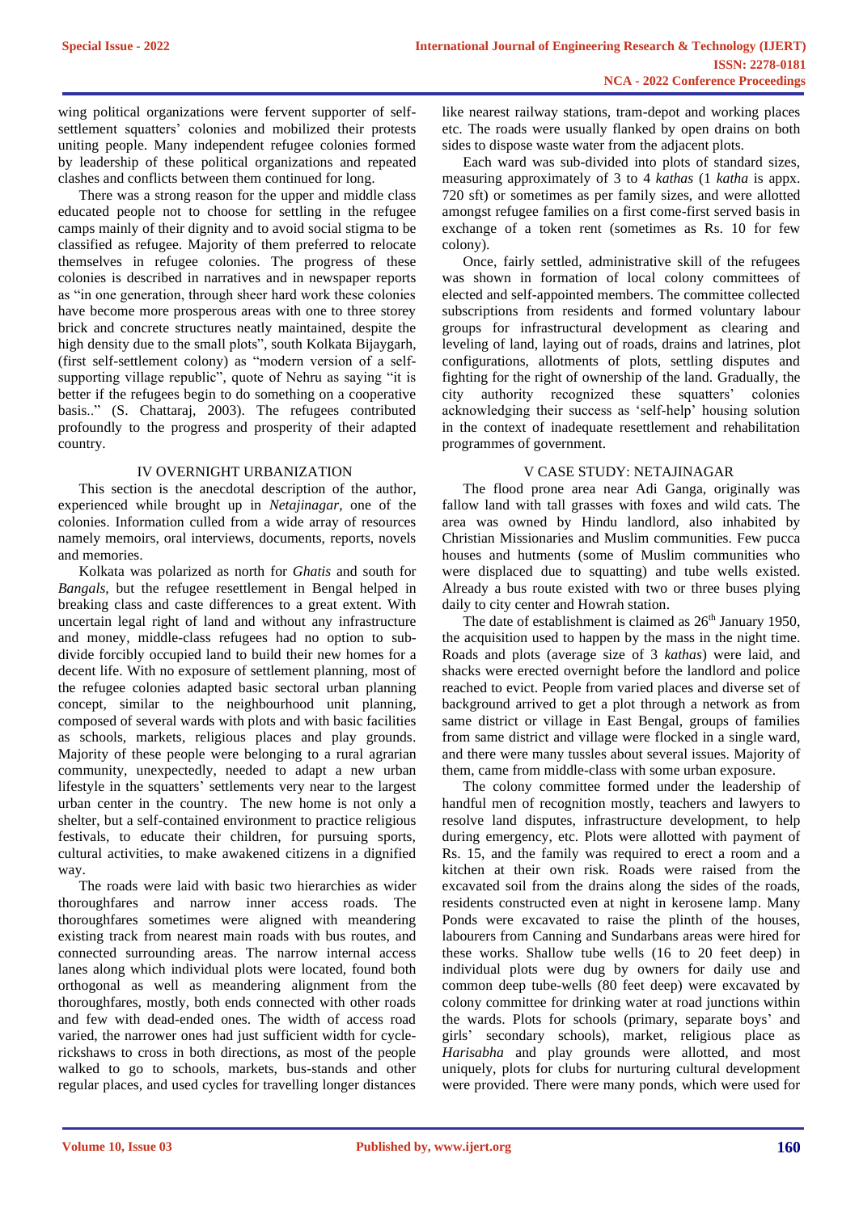wing political organizations were fervent supporter of self-settlement squatters' colonies and mobilized their protests uniting people. Many independent refugee colonies formed by leadership of these political organizations and repeated clashes and conflicts between them continued for long.

There was a strong reason for the upper and middle class educated people not to choose for settling in the refugee camps mainly of their dignity and to avoid social stigma to be classified as refugee. Majority of them preferred to relocate themselves in refugee colonies. The progress of these colonies is described in narratives and in newspaper reports as "in one generation, through sheer hard work these colonies have become more prosperous areas with one to three storey brick and concrete structures neatly maintained, despite the high density due to the small plots", south Kolkata Bijaygarh, (first self-settlement colony) as "modern version of a self-supporting village republic", quote of Nehru as saying "it is better if the refugees begin to do something on a cooperative basis.." (S. Chattaraj, 2003). The refugees contributed profoundly to the progress and prosperity of their adapted country.

## IV OVERNIGHT URBANIZATION

This section is the anecdotal description of the author, experienced while brought up in *Netajinagar*, one of the colonies. Information culled from a wide array of resources namely memoirs, oral interviews, documents, reports, novels and memories.

Kolkata was polarized as north for *Ghatis* and south for *Bangals*, but the refugee resettlement in Bengal helped in breaking class and caste differences to a great extent. With uncertain legal right of land and without any infrastructure and money, middle-class refugees had no option to sub-divide forcibly occupied land to build their new homes for a decent life. With no exposure of settlement planning, most of the refugee colonies adapted basic sectoral urban planning concept, similar to the neighbourhood unit planning, composed of several wards with plots and with basic facilities as schools, markets, religious places and play grounds. Majority of these people were belonging to a rural agrarian community, unexpectedly, needed to adapt a new urban lifestyle in the squatters' settlements very near to the largest urban center in the country. The new home is not only a shelter, but a self-contained environment to practice religious festivals, to educate their children, for pursuing sports, cultural activities, to make awakened citizens in a dignified way.

The roads were laid with basic two hierarchies as wider thoroughfares and narrow inner access roads. The thoroughfares sometimes were aligned with meandering existing track from nearest main roads with bus routes, and connected surrounding areas. The narrow internal access lanes along which individual plots were located, found both orthogonal as well as meandering alignment from the thoroughfares, mostly, both ends connected with other roads and few with dead-ended ones. The width of access road varied, the narrower ones had just sufficient width for cycle-rickshaws to cross in both directions, as most of the people walked to go to schools, markets, bus-stands and other regular places, and used cycles for travelling longer distances like nearest railway stations, tram-depot and working places etc. The roads were usually flanked by open drains on both sides to dispose waste water from the adjacent plots.

Each ward was sub-divided into plots of standard sizes, measuring approximately of 3 to 4 *kathas* (1 *katha* is appx. 720 sft) or sometimes as per family sizes, and were allotted amongst refugee families on a first come-first served basis in exchange of a token rent (sometimes as Rs. 10 for few colony).

Once, fairly settled, administrative skill of the refugees was shown in formation of local colony committees of elected and self-appointed members. The committee collected subscriptions from residents and formed voluntary labour groups for infrastructural development as clearing and leveling of land, laying out of roads, drains and latrines, plot configurations, allotments of plots, settling disputes and fighting for the right of ownership of the land. Gradually, the city authority recognized these squatters' colonies acknowledging their success as 'self-help' housing solution in the context of inadequate resettlement and rehabilitation programmes of government.

## V CASE STUDY: NETAJINAGAR

The flood prone area near Adi Ganga, originally was fallow land with tall grasses with foxes and wild cats. The area was owned by Hindu landlord, also inhabited by Christian Missionaries and Muslim communities. Few pucca houses and hutments (some of Muslim communities who were displaced due to squatting) and tube wells existed. Already a bus route existed with two or three buses plying daily to city center and Howrah station.

The date of establishment is claimed as 26th January 1950, the acquisition used to happen by the mass in the night time. Roads and plots (average size of 3 *kathas*) were laid, and shacks were erected overnight before the landlord and police reached to evict. People from varied places and diverse set of background arrived to get a plot through a network as from same district or village in East Bengal, groups of families from same district and village were flocked in a single ward, and there were many tussles about several issues. Majority of them, came from middle-class with some urban exposure.

The colony committee formed under the leadership of handful men of recognition mostly, teachers and lawyers to resolve land disputes, infrastructure development, to help during emergency, etc. Plots were allotted with payment of Rs. 15, and the family was required to erect a room and a kitchen at their own risk. Roads were raised from the excavated soil from the drains along the sides of the roads, residents constructed even at night in kerosene lamp. Many Ponds were excavated to raise the plinth of the houses, labourers from Canning and Sundarbans areas were hired for these works. Shallow tube wells (16 to 20 feet deep) in individual plots were dug by owners for daily use and common deep tube-wells (80 feet deep) were excavated by colony committee for drinking water at road junctions within the wards. Plots for schools (primary, separate boys' and girls' secondary schools), market, religious place as *Harisabha* and play grounds were allotted, and most uniquely, plots for clubs for nurturing cultural development were provided. There were many ponds, which were used for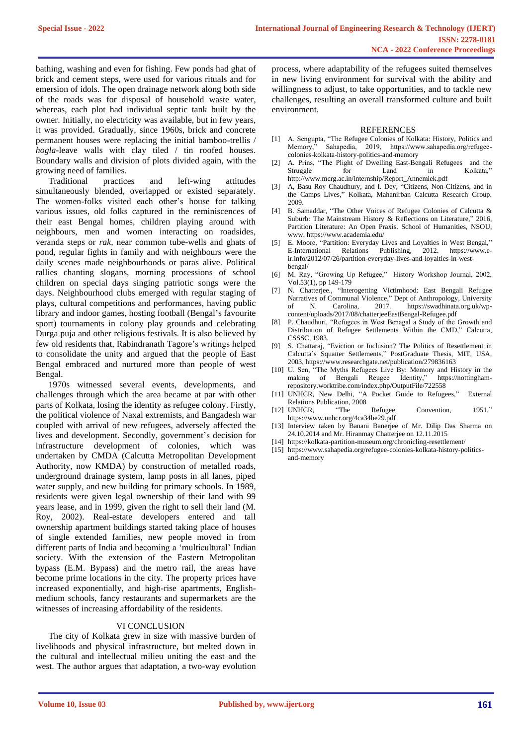bathing, washing and even for fishing. Few ponds had ghat of brick and cement steps, were used for various rituals and for emersion of idols. The open drainage network along both side of the roads was for disposal of household waste water, whereas, each plot had individual septic tank built by the owner. Initially, no electricity was available, but in few years, it was provided. Gradually, since 1960s, brick and concrete permanent houses were replacing the initial bamboo-trellis / *hogla*-leave walls with clay tiled / tin roofed houses. Boundary walls and division of plots divided again, with the growing need of families.

Traditional practices and left-wing attitudes simultaneously blended, overlapped or existed separately. The women-folks visited each other's house for talking various issues, old folks captured in the reminiscences of their east Bengal homes, children playing around with neighbours, men and women interacting on roadsides, veranda steps or *rak*, near common tube-wells and ghats of pond, regular fights in family and with neighbours were the daily scenes made neighbourhoods or paras alive. Political rallies chanting slogans, morning processions of school children on special days singing patriotic songs were the days. Neighbourhood clubs emerged with regular staging of plays, cultural competitions and performances, having public library and indoor games, hosting football (Bengal's favourite sport) tournaments in colony play grounds and celebrating Durga puja and other religious festivals. It is also believed by few old residents that, Rabindranath Tagore's writings helped to consolidate the unity and argued that the people of East Bengal embraced and nurtured more than people of west Bengal.

1970s witnessed several events, developments, and challenges through which the area became at par with other parts of Kolkata, losing the identity as refugee colony. Firstly, the political violence of Naxal extremists, and Bangadesh war coupled with arrival of new refugees, adversely affected the lives and development. Secondly, government's decision for infrastructure development of colonies, which was undertaken by CMDA (Calcutta Metropolitan Development Authority, now KMDA) by construction of metalled roads, underground drainage system, lamp posts in all lanes, piped water supply, and new building for primary schools. In 1989, residents were given legal ownership of their land with 99 years lease, and in 1999, given the right to sell their land (M. Roy, 2002). Real-estate developers entered and tall ownership apartment buildings started taking place of houses of single extended families, new people moved in from different parts of India and becoming a 'multicultural' Indian society. With the extension of the Eastern Metropolitan bypass (E.M. Bypass) and the metro rail, the areas have become prime locations in the city. The property prices have increased exponentially, and high-rise apartments, English-medium schools, fancy restaurants and supermarkets are the witnesses of increasing affordability of the residents.

## VI CONCLUSION

The city of Kolkata grew in size with massive burden of livelihoods and physical infrastructure, but melted down in the cultural and intellectual milieu uniting the east and the west. The author argues that adaptation, a two-way evolution process, where adaptability of the refugees suited themselves in new living environment for survival with the ability and willingness to adjust, to take opportunities, and to tackle new challenges, resulting an overall transformed culture and built environment.

## REFERENCES

[1] A. Sengupta, "The Refugee Colonies of Kolkata: History, Politics and Memory," Sahapedia, 2019, https://www.sahapedia.org/refugee-colonies-kolkata-history-politics-and-memory

[2] A. Prins, "The Plight of Dwelling East-Bengali Refugees and the Struggle for Land in Kolkata," http://www.mcrg.ac.in/internship/Report_Annemiek.pdf

[3] A, Basu Roy Chaudhury, and I. Dey, "Citizens, Non-Citizens, and in the Camps Lives," Kolkata, Mahanirban Calcutta Research Group. 2009.

[4] B. Samaddar, "The Other Voices of Refugee Colonies of Calcutta & Suburb: The Mainstream History & Reflections on Literature," 2016, Partition Literature: An Open Praxis. School of Humanities, NSOU, www. https://www.academia.edu/

[5] E. Moore, "Partition: Everyday Lives and Loyalties in West Bengal," E-International Relations Publishing, 2012. https://www.e-ir.info/2012/07/26/partition-everyday-lives-and-loyalties-in-west-bengal/

[6] M. Ray, "Growing Up Refugee," History Workshop Journal, 2002, Vol.53(1), pp 149-179

[7] N. Chatterjee., "Interogetting Victimhood: East Bengali Refugee Narratives of Communal Violence," Dept of Anthropology, University of N. Carolina, 2017. https://swadhinata.org.uk/wp-content/uploads/2017/08/chatterjeeEastBengal-Refugee.pdf

[8] P. Chaudhuri, "Refugees in West Benagal a Study of the Growth and Distribution of Refugee Settlements Within the CMD," Calcutta, CSSSC, 1983.

[9] S. Chattaraj, "Eviction or Inclusion? The Politics of Resettlement in Calcutta's Squatter Settlements," PostGraduate Thesis, MIT, USA, 2003, https://www.researchgate.net/publication/279836163

[10] U. Sen, "The Myths Refugees Live By: Memory and History in the making of Bengali Reugee Identity," https://nottingham-repository.worktribe.com/index.php/OutputFile/722558

[11] UNHCR, New Delhi, "A Pocket Guide to Refugees," External Relations Publication, 2008

[12] UNHCR, "The Refugee Convention, 1951," https://www.unhcr.org/4ca34be29.pdf

[13] Interview taken by Banani Banerjee of Mr. Dilip Das Sharma on 24.10.2014 and Mr. Hiranmay Chatterjee on 12.11.2015

[14] https://kolkata-partition-museum.org/chronicling-resettlement/

[15] https://www.sahapedia.org/refugee-colonies-kolkata-history-politics-and-memory